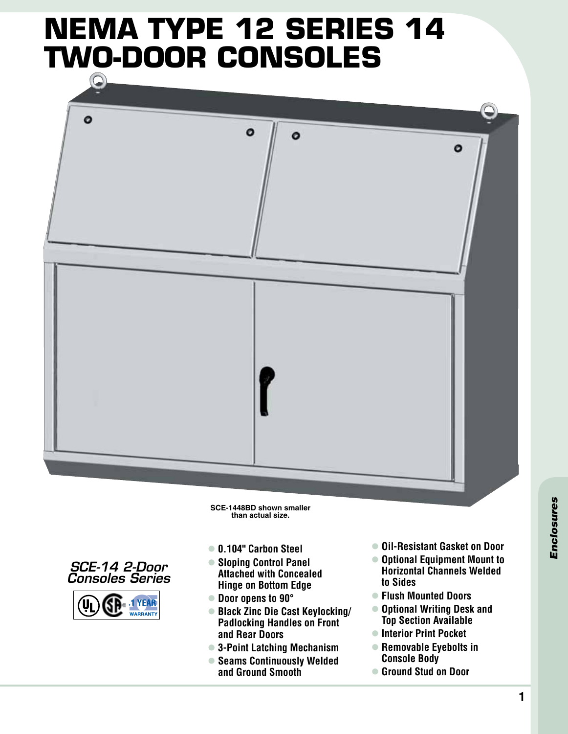# NEMA TYPE 12 SERIES 14 TWO-DOOR CONSOLES

SCE-1448BD shown smaller than actual size.

## *SCE-14 2-Door Consoles Series*

1 YEAR WARRANTY

- 0.104" Carbon Steel
- Sloping Control Panel Attached with Concealed Hinge on Bottom Edge
- Door opens to 90°
- Black Zinc Die Cast Keylocking/ Padlocking Handles on Front and Rear Doors
- 3-Point Latching Mechanism
- Seams Continuously Welded and Ground Smooth
- Oil-Resistant Gasket on Door
- Optional Equipment Mount to Horizontal Channels Welded to Sides
- Flush Mounted Doors
- Optional Writing Desk and Top Section Available
- Interior Print Pocket
- Removable Eyebolts in Console Body
- Ground Stud on Door

*Enclosures*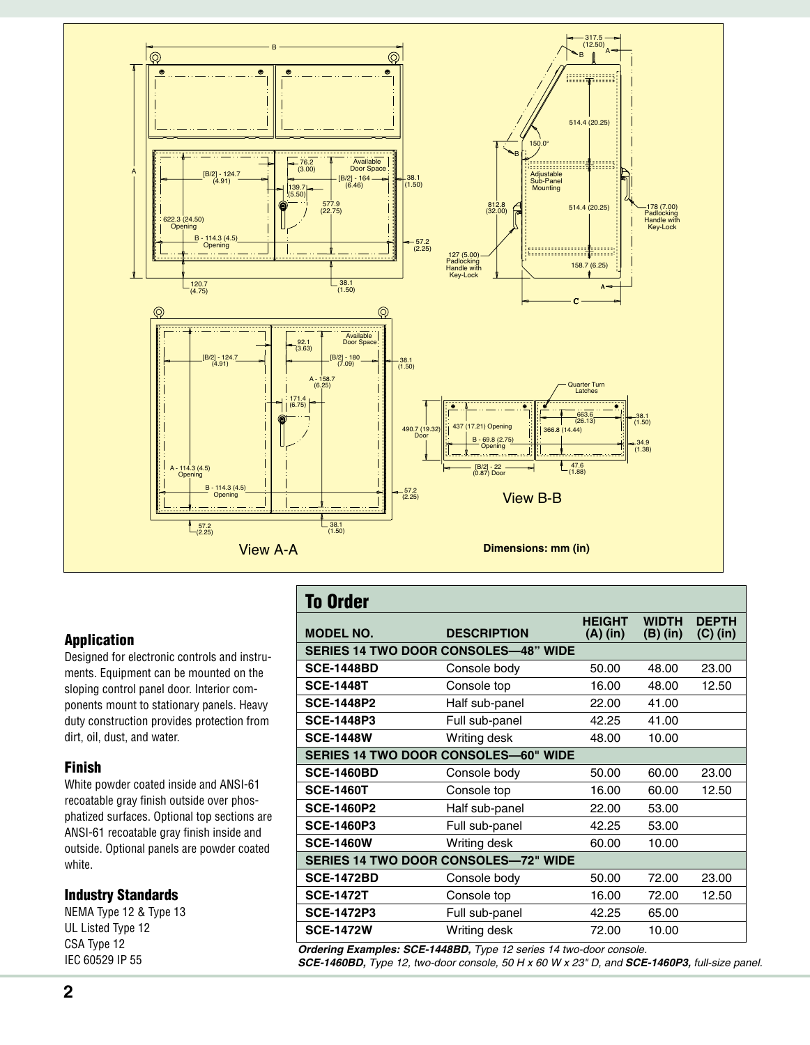View A-A

View B-B

Dimensions: mm (in)

## Application

Designed for electronic controls and instruments. Equipment can be mounted on the sloping control panel door. Interior components mount to stationary panels. Heavy duty construction provides protection from dirt, oil, dust, and water.

## Finish

White powder coated inside and ANSI-61 recoatable gray finish outside over phosphatized surfaces. Optional top sections are ANSI-61 recoatable gray finish inside and outside. Optional panels are powder coated white.

## Industry Standards

NEMA Type 12 & Type 13
UL Listed Type 12
CSA Type 12
IEC 60529 IP 55

## To Order

| MODEL NO. | DESCRIPTION | HEIGHT (A) (in) | WIDTH (B) (in) | DEPTH (C) (in) |
|---|---|---|---|---|
| **SERIES 14 TWO DOOR CONSOLES—48" WIDE** | | | | |
| **SCE-1448BD** | Console body | 50.00 | 48.00 | 23.00 |
| **SCE-1448T** | Console top | 16.00 | 48.00 | 12.50 |
| **SCE-1448P2** | Half sub-panel | 22.00 | 41.00 | |
| **SCE-1448P3** | Full sub-panel | 42.25 | 41.00 | |
| **SCE-1448W** | Writing desk | 48.00 | 10.00 | |
| **SERIES 14 TWO DOOR CONSOLES—60" WIDE** | | | | |
| **SCE-1460BD** | Console body | 50.00 | 60.00 | 23.00 |
| **SCE-1460T** | Console top | 16.00 | 60.00 | 12.50 |
| **SCE-1460P2** | Half sub-panel | 22.00 | 53.00 | |
| **SCE-1460P3** | Full sub-panel | 42.25 | 53.00 | |
| **SCE-1460W** | Writing desk | 60.00 | 10.00 | |
| **SERIES 14 TWO DOOR CONSOLES—72" WIDE** | | | | |
| **SCE-1472BD** | Console body | 50.00 | 72.00 | 23.00 |
| **SCE-1472T** | Console top | 16.00 | 72.00 | 12.50 |
| **SCE-1472P3** | Full sub-panel | 42.25 | 65.00 | |
| **SCE-1472W** | Writing desk | 72.00 | 10.00 | |

***Ordering Examples: SCE-1448BD,** Type 12 series 14 two-door console.*
***SCE-1460BD,** Type 12, two-door console, 50 H x 60 W x 23" D, and **SCE-1460P3,** full-size panel.*